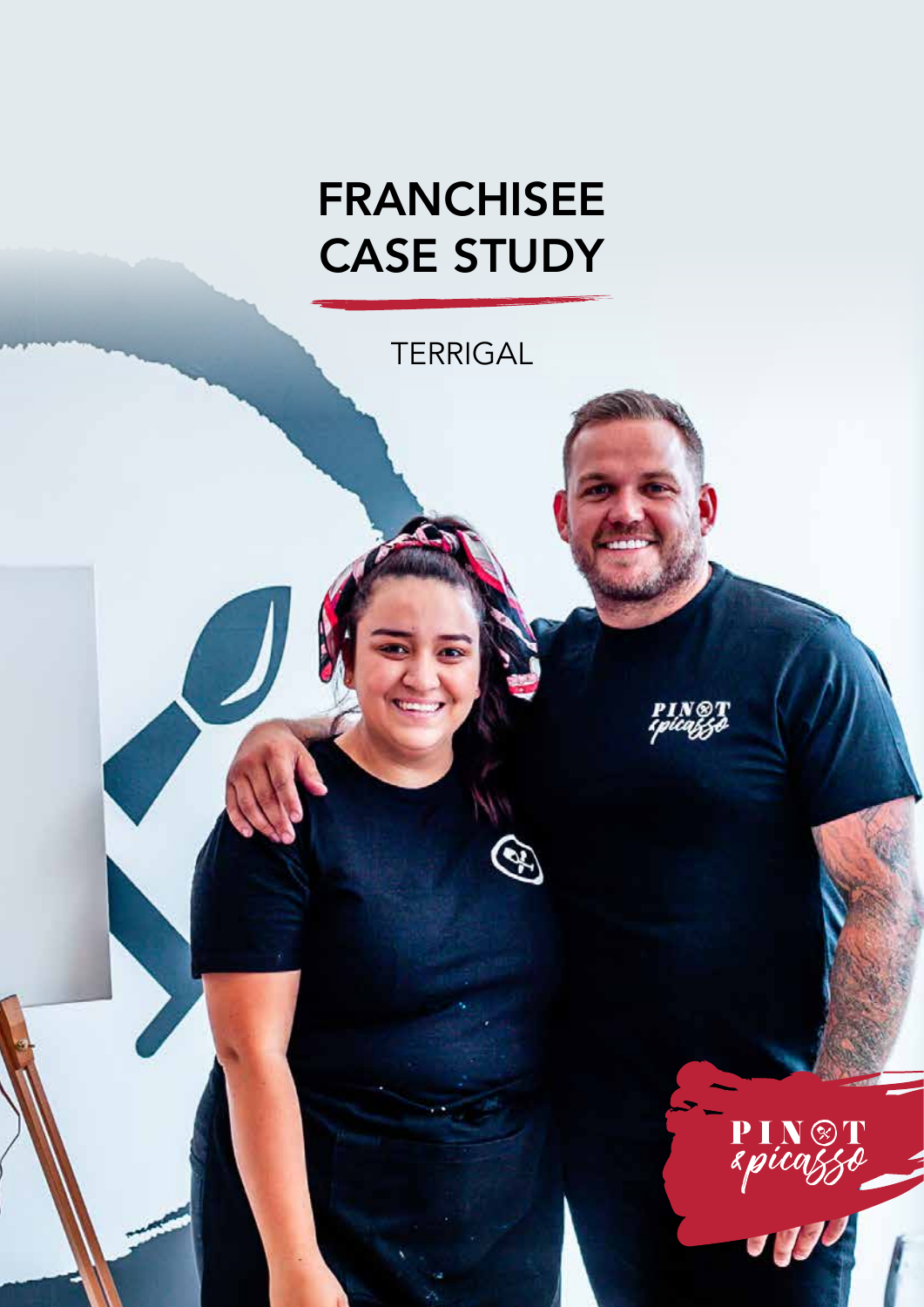# FRANCHISEE CASE STUDY

TERRIGAL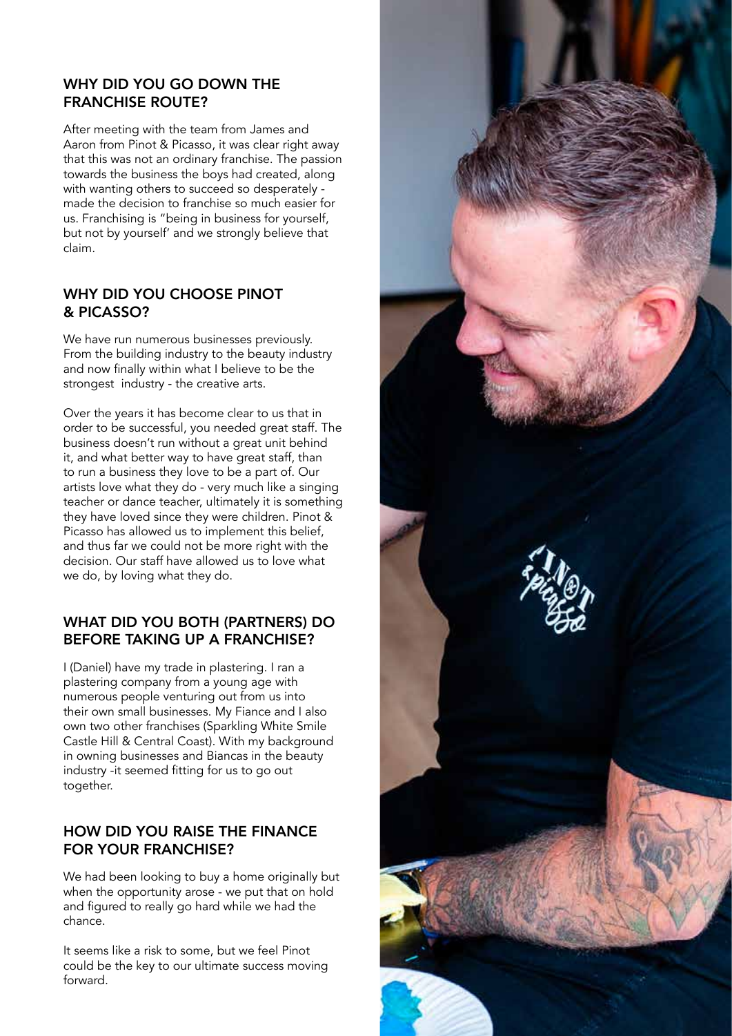## WHY DID YOU GO DOWN THE FRANCHISE ROUTE?

After meeting with the team from James and Aaron from Pinot & Picasso, it was clear right away that this was not an ordinary franchise. The passion towards the business the boys had created, along with wanting others to succeed so desperately - made the decision to franchise so much easier for us. Franchising is "being in business for yourself, but not by yourself' and we strongly believe that claim.

## WHY DID YOU CHOOSE PINOT & PICASSO?

We have run numerous businesses previously. From the building industry to the beauty industry and now finally within what I believe to be the strongest industry - the creative arts.

Over the years it has become clear to us that in order to be successful, you needed great staff. The business doesn't run without a great unit behind it, and what better way to have great staff, than to run a business they love to be a part of. Our artists love what they do - very much like a singing teacher or dance teacher, ultimately it is something they have loved since they were children. Pinot & Picasso has allowed us to implement this belief, and thus far we could not be more right with the decision. Our staff have allowed us to love what we do, by loving what they do.

## WHAT DID YOU BOTH (PARTNERS) DO BEFORE TAKING UP A FRANCHISE?

I (Daniel) have my trade in plastering. I ran a plastering company from a young age with numerous people venturing out from us into their own small businesses. My Fiance and I also own two other franchises (Sparkling White Smile Castle Hill & Central Coast). With my background in owning businesses and Biancas in the beauty industry -it seemed fitting for us to go out together.

## HOW DID YOU RAISE THE FINANCE FOR YOUR FRANCHISE?

We had been looking to buy a home originally but when the opportunity arose - we put that on hold and figured to really go hard while we had the chance.

It seems like a risk to some, but we feel Pinot could be the key to our ultimate success moving forward.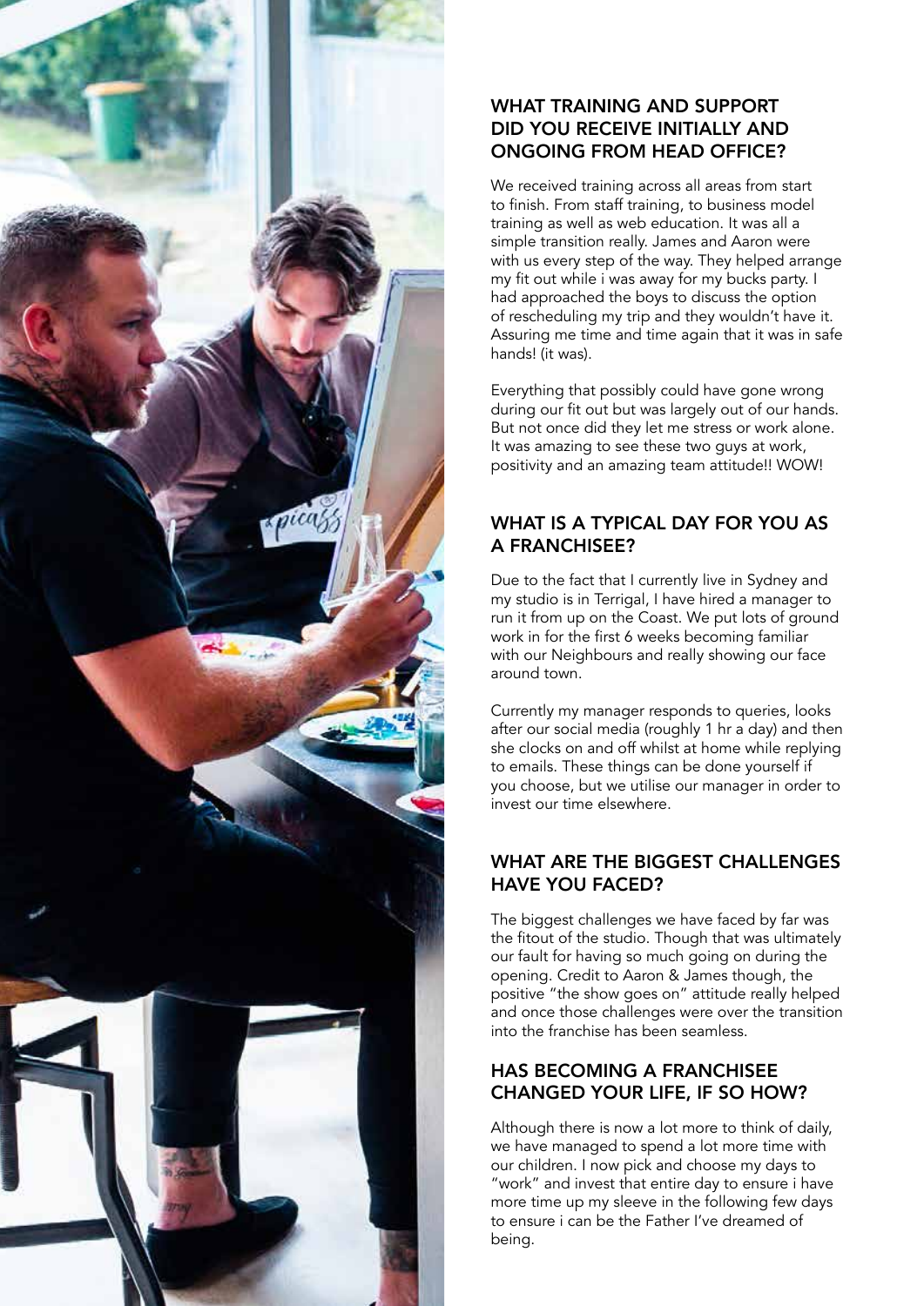## WHAT TRAINING AND SUPPORT DID YOU RECEIVE INITIALLY AND ONGOING FROM HEAD OFFICE?

We received training across all areas from start to finish. From staff training, to business model training as well as web education. It was all a simple transition really. James and Aaron were with us every step of the way. They helped arrange my fit out while i was away for my bucks party. I had approached the boys to discuss the option of rescheduling my trip and they wouldn't have it. Assuring me time and time again that it was in safe hands! (it was).

Everything that possibly could have gone wrong during our fit out but was largely out of our hands. But not once did they let me stress or work alone. It was amazing to see these two guys at work, positivity and an amazing team attitude!! WOW!

## WHAT IS A TYPICAL DAY FOR YOU AS A FRANCHISEE?

Due to the fact that I currently live in Sydney and my studio is in Terrigal, I have hired a manager to run it from up on the Coast. We put lots of ground work in for the first 6 weeks becoming familiar with our Neighbours and really showing our face around town.

Currently my manager responds to queries, looks after our social media (roughly 1 hr a day) and then she clocks on and off whilst at home while replying to emails. These things can be done yourself if you choose, but we utilise our manager in order to invest our time elsewhere.

## WHAT ARE THE BIGGEST CHALLENGES HAVE YOU FACED?

The biggest challenges we have faced by far was the fitout of the studio. Though that was ultimately our fault for having so much going on during the opening. Credit to Aaron & James though, the positive "the show goes on" attitude really helped and once those challenges were over the transition into the franchise has been seamless.

## HAS BECOMING A FRANCHISEE CHANGED YOUR LIFE, IF SO HOW?

Although there is now a lot more to think of daily, we have managed to spend a lot more time with our children. I now pick and choose my days to "work" and invest that entire day to ensure i have more time up my sleeve in the following few days to ensure i can be the Father I've dreamed of being.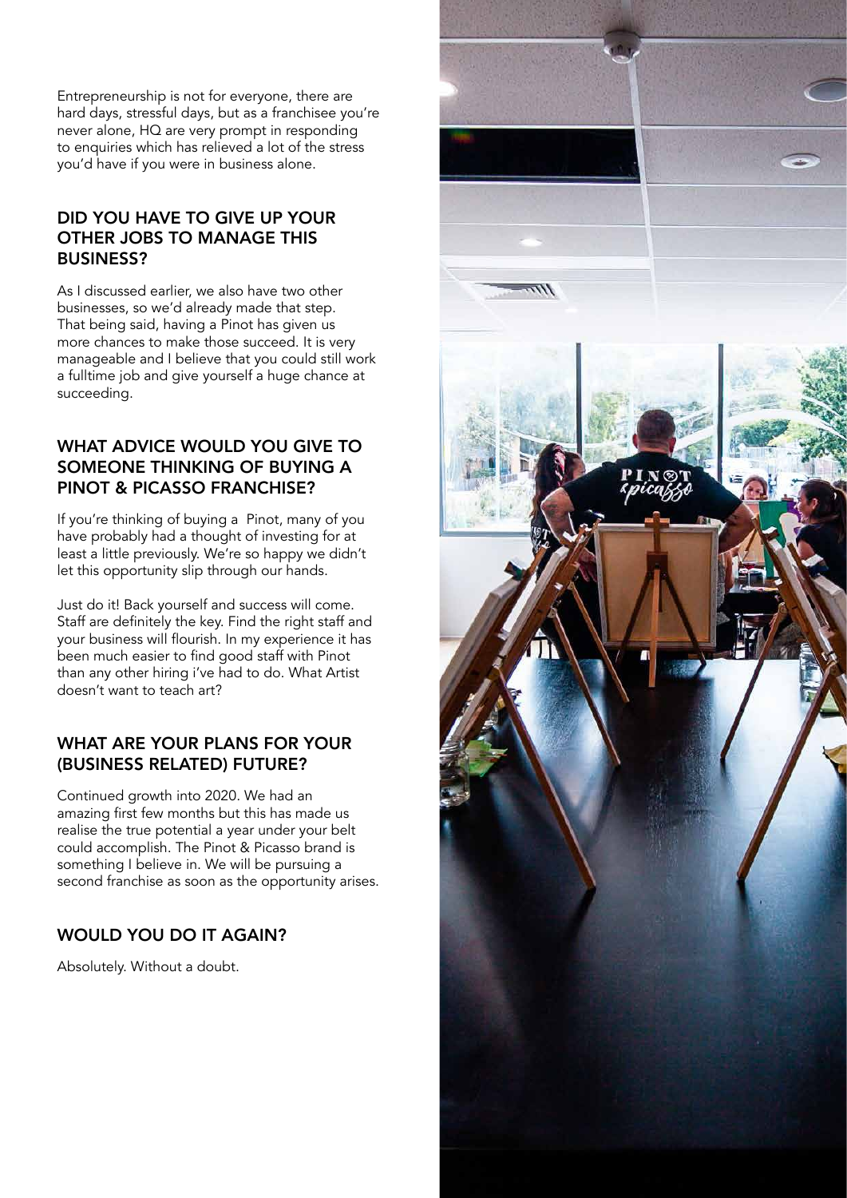Entrepreneurship is not for everyone, there are hard days, stressful days, but as a franchisee you're never alone, HQ are very prompt in responding to enquiries which has relieved a lot of the stress you'd have if you were in business alone.

## DID YOU HAVE TO GIVE UP YOUR OTHER JOBS TO MANAGE THIS BUSINESS?

As I discussed earlier, we also have two other businesses, so we'd already made that step. That being said, having a Pinot has given us more chances to make those succeed. It is very manageable and I believe that you could still work a fulltime job and give yourself a huge chance at succeeding.

## WHAT ADVICE WOULD YOU GIVE TO SOMEONE THINKING OF BUYING A PINOT & PICASSO FRANCHISE?

If you're thinking of buying a Pinot, many of you have probably had a thought of investing for at least a little previously. We're so happy we didn't let this opportunity slip through our hands.

Just do it! Back yourself and success will come. Staff are definitely the key. Find the right staff and your business will flourish. In my experience it has been much easier to find good staff with Pinot than any other hiring i've had to do. What Artist doesn't want to teach art?

## WHAT ARE YOUR PLANS FOR YOUR (BUSINESS RELATED) FUTURE?

Continued growth into 2020. We had an amazing first few months but this has made us realise the true potential a year under your belt could accomplish. The Pinot & Picasso brand is something I believe in. We will be pursuing a second franchise as soon as the opportunity arises.

## WOULD YOU DO IT AGAIN?

Absolutely. Without a doubt.